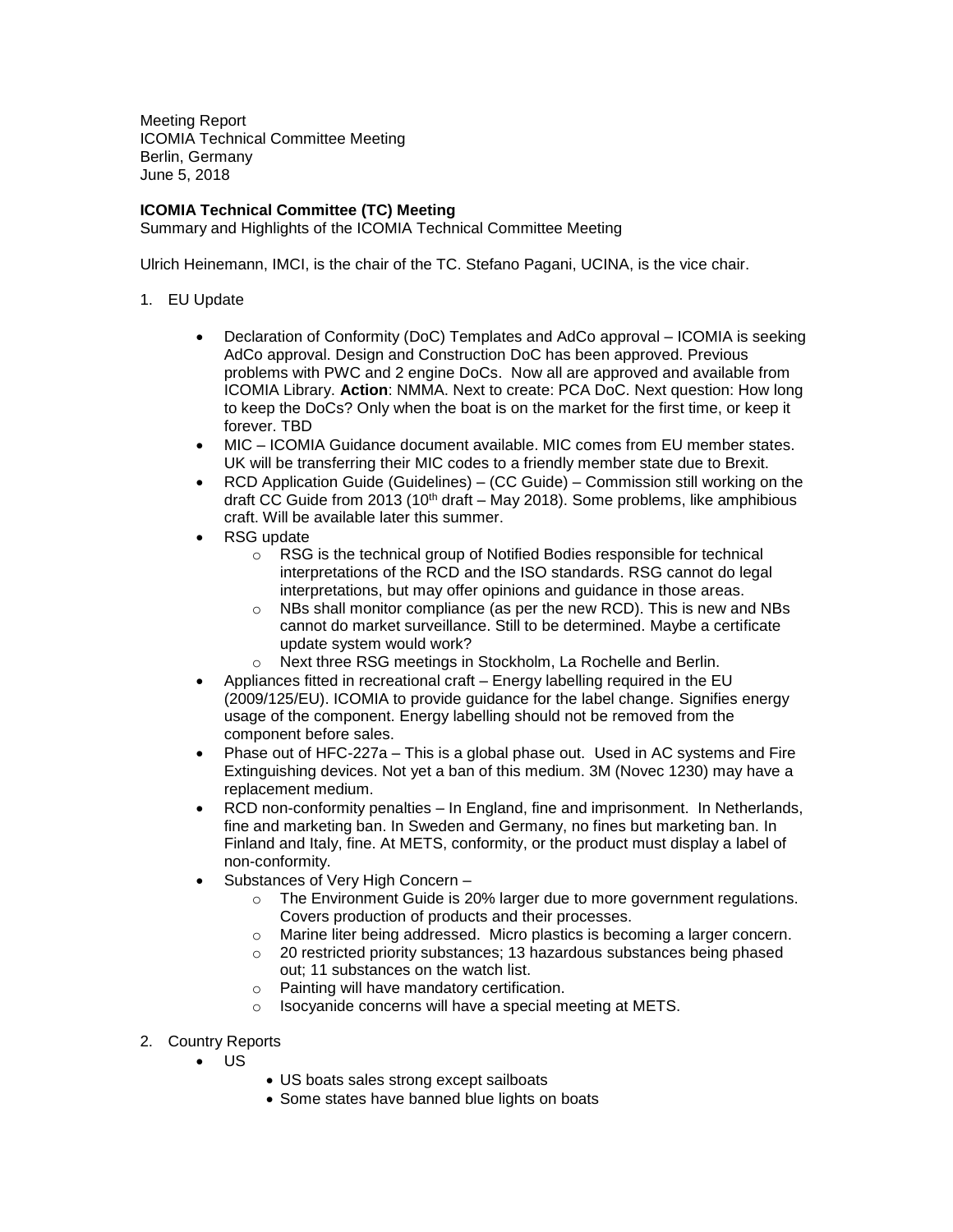Meeting Report
ICOMIA Technical Committee Meeting
Berlin, Germany
June 5, 2018

**ICOMIA Technical Committee (TC) Meeting**
Summary and Highlights of the ICOMIA Technical Committee Meeting

Ulrich Heinemann, IMCI, is the chair of the TC. Stefano Pagani, UCINA, is the vice chair.

1. EU Update

   - Declaration of Conformity (DoC) Templates and AdCo approval – ICOMIA is seeking AdCo approval. Design and Construction DoC has been approved. Previous problems with PWC and 2 engine DoCs. Now all are approved and available from ICOMIA Library. **Action**: NMMA. Next to create: PCA DoC. Next question: How long to keep the DoCs? Only when the boat is on the market for the first time, or keep it forever. TBD
   - MIC – ICOMIA Guidance document available. MIC comes from EU member states. UK will be transferring their MIC codes to a friendly member state due to Brexit.
   - RCD Application Guide (Guidelines) – (CC Guide) – Commission still working on the draft CC Guide from 2013 (10th draft – May 2018). Some problems, like amphibious craft. Will be available later this summer.
   - RSG update
     - RSG is the technical group of Notified Bodies responsible for technical interpretations of the RCD and the ISO standards. RSG cannot do legal interpretations, but may offer opinions and guidance in those areas.
     - NBs shall monitor compliance (as per the new RCD). This is new and NBs cannot do market surveillance. Still to be determined. Maybe a certificate update system would work?
     - Next three RSG meetings in Stockholm, La Rochelle and Berlin.
   - Appliances fitted in recreational craft – Energy labelling required in the EU (2009/125/EU). ICOMIA to provide guidance for the label change. Signifies energy usage of the component. Energy labelling should not be removed from the component before sales.
   - Phase out of HFC-227a – This is a global phase out. Used in AC systems and Fire Extinguishing devices. Not yet a ban of this medium. 3M (Novec 1230) may have a replacement medium.
   - RCD non-conformity penalties – In England, fine and imprisonment. In Netherlands, fine and marketing ban. In Sweden and Germany, no fines but marketing ban. In Finland and Italy, fine. At METS, conformity, or the product must display a label of non-conformity.
   - Substances of Very High Concern –
     - The Environment Guide is 20% larger due to more government regulations. Covers production of products and their processes.
     - Marine liter being addressed. Micro plastics is becoming a larger concern.
     - 20 restricted priority substances; 13 hazardous substances being phased out; 11 substances on the watch list.
     - Painting will have mandatory certification.
     - Isocyanide concerns will have a special meeting at METS.

2. Country Reports
   - US
     - US boats sales strong except sailboats
     - Some states have banned blue lights on boats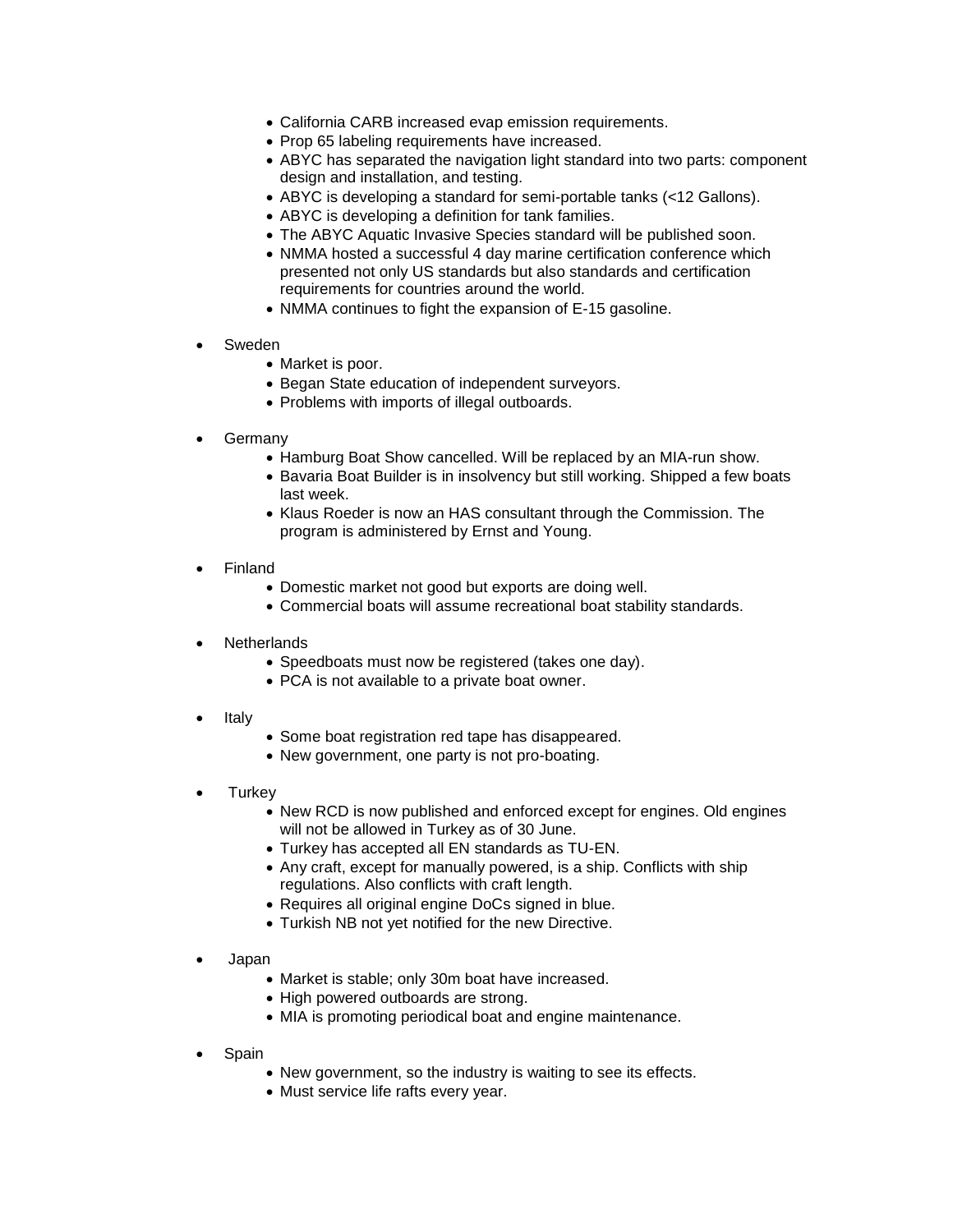- California CARB increased evap emission requirements.
- Prop 65 labeling requirements have increased.
- ABYC has separated the navigation light standard into two parts: component design and installation, and testing.
- ABYC is developing a standard for semi-portable tanks (<12 Gallons).
- ABYC is developing a definition for tank families.
- The ABYC Aquatic Invasive Species standard will be published soon.
- NMMA hosted a successful 4 day marine certification conference which presented not only US standards but also standards and certification requirements for countries around the world.
- NMMA continues to fight the expansion of E-15 gasoline.

- Sweden
  - Market is poor.
  - Began State education of independent surveyors.
  - Problems with imports of illegal outboards.

- Germany
  - Hamburg Boat Show cancelled. Will be replaced by an MIA-run show.
  - Bavaria Boat Builder is in insolvency but still working. Shipped a few boats last week.
  - Klaus Roeder is now an HAS consultant through the Commission. The program is administered by Ernst and Young.

- Finland
  - Domestic market not good but exports are doing well.
  - Commercial boats will assume recreational boat stability standards.

- Netherlands
  - Speedboats must now be registered (takes one day).
  - PCA is not available to a private boat owner.

- Italy
  - Some boat registration red tape has disappeared.
  - New government, one party is not pro-boating.

- Turkey
  - New RCD is now published and enforced except for engines. Old engines will not be allowed in Turkey as of 30 June.
  - Turkey has accepted all EN standards as TU-EN.
  - Any craft, except for manually powered, is a ship. Conflicts with ship regulations. Also conflicts with craft length.
  - Requires all original engine DoCs signed in blue.
  - Turkish NB not yet notified for the new Directive.

- Japan
  - Market is stable; only 30m boat have increased.
  - High powered outboards are strong.
  - MIA is promoting periodical boat and engine maintenance.

- Spain
  - New government, so the industry is waiting to see its effects.
  - Must service life rafts every year.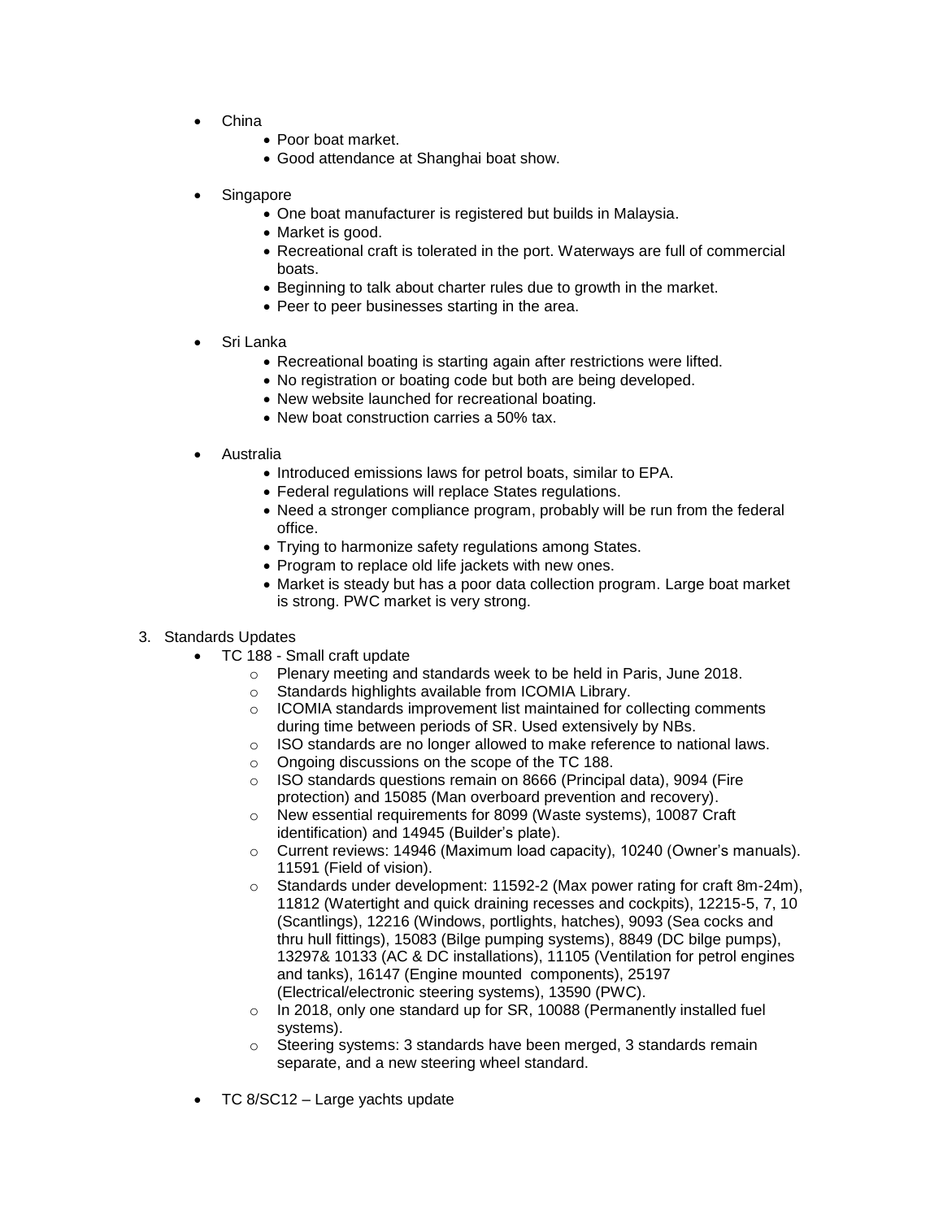- China
    - Poor boat market.
    - Good attendance at Shanghai boat show.

- Singapore
    - One boat manufacturer is registered but builds in Malaysia.
    - Market is good.
    - Recreational craft is tolerated in the port. Waterways are full of commercial boats.
    - Beginning to talk about charter rules due to growth in the market.
    - Peer to peer businesses starting in the area.

- Sri Lanka
    - Recreational boating is starting again after restrictions were lifted.
    - No registration or boating code but both are being developed.
    - New website launched for recreational boating.
    - New boat construction carries a 50% tax.

- Australia
    - Introduced emissions laws for petrol boats, similar to EPA.
    - Federal regulations will replace States regulations.
    - Need a stronger compliance program, probably will be run from the federal office.
    - Trying to harmonize safety regulations among States.
    - Program to replace old life jackets with new ones.
    - Market is steady but has a poor data collection program. Large boat market is strong. PWC market is very strong.

3. Standards Updates
    - TC 188 - Small craft update
        - Plenary meeting and standards week to be held in Paris, June 2018.
        - Standards highlights available from ICOMIA Library.
        - ICOMIA standards improvement list maintained for collecting comments during time between periods of SR. Used extensively by NBs.
        - ISO standards are no longer allowed to make reference to national laws.
        - Ongoing discussions on the scope of the TC 188.
        - ISO standards questions remain on 8666 (Principal data), 9094 (Fire protection) and 15085 (Man overboard prevention and recovery).
        - New essential requirements for 8099 (Waste systems), 10087 Craft identification) and 14945 (Builder's plate).
        - Current reviews: 14946 (Maximum load capacity), 10240 (Owner's manuals). 11591 (Field of vision).
        - Standards under development: 11592-2 (Max power rating for craft 8m-24m), 11812 (Watertight and quick draining recesses and cockpits), 12215-5, 7, 10 (Scantlings), 12216 (Windows, portlights, hatches), 9093 (Sea cocks and thru hull fittings), 15083 (Bilge pumping systems), 8849 (DC bilge pumps), 13297& 10133 (AC & DC installations), 11105 (Ventilation for petrol engines and tanks), 16147 (Engine mounted components), 25197 (Electrical/electronic steering systems), 13590 (PWC).
        - In 2018, only one standard up for SR, 10088 (Permanently installed fuel systems).
        - Steering systems: 3 standards have been merged, 3 standards remain separate, and a new steering wheel standard.

    - TC 8/SC12 – Large yachts update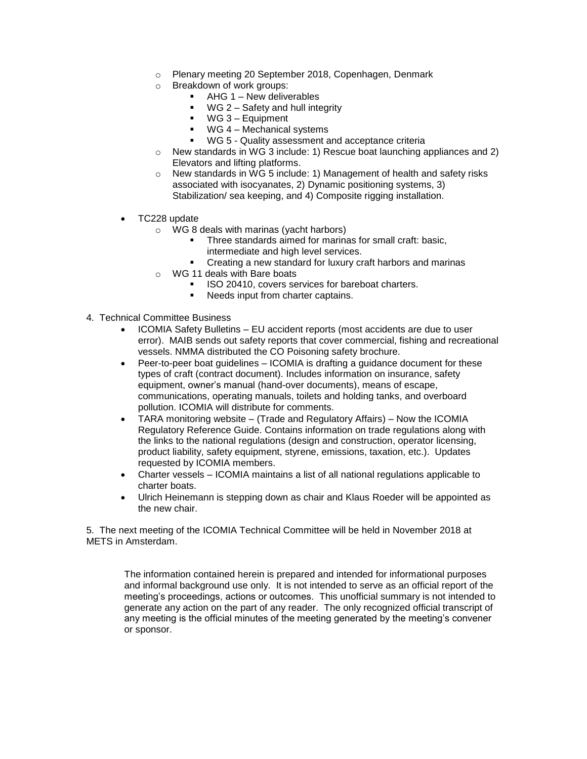- Plenary meeting 20 September 2018, Copenhagen, Denmark
  - Breakdown of work groups:
    - AHG 1 – New deliverables
    - WG 2 – Safety and hull integrity
    - WG 3 – Equipment
    - WG 4 – Mechanical systems
    - WG 5 - Quality assessment and acceptance criteria
  - New standards in WG 3 include: 1) Rescue boat launching appliances and 2) Elevators and lifting platforms.
  - New standards in WG 5 include: 1) Management of health and safety risks associated with isocyanates, 2) Dynamic positioning systems, 3) Stabilization/ sea keeping, and 4) Composite rigging installation.

- TC228 update
  - WG 8 deals with marinas (yacht harbors)
    - Three standards aimed for marinas for small craft: basic, intermediate and high level services.
    - Creating a new standard for luxury craft harbors and marinas
  - WG 11 deals with Bare boats
    - ISO 20410, covers services for bareboat charters.
    - Needs input from charter captains.

4. Technical Committee Business

- ICOMIA Safety Bulletins – EU accident reports (most accidents are due to user error). MAIB sends out safety reports that cover commercial, fishing and recreational vessels. NMMA distributed the CO Poisoning safety brochure.
- Peer-to-peer boat guidelines – ICOMIA is drafting a guidance document for these types of craft (contract document). Includes information on insurance, safety equipment, owner's manual (hand-over documents), means of escape, communications, operating manuals, toilets and holding tanks, and overboard pollution. ICOMIA will distribute for comments.
- TARA monitoring website – (Trade and Regulatory Affairs) – Now the ICOMIA Regulatory Reference Guide. Contains information on trade regulations along with the links to the national regulations (design and construction, operator licensing, product liability, safety equipment, styrene, emissions, taxation, etc.). Updates requested by ICOMIA members.
- Charter vessels – ICOMIA maintains a list of all national regulations applicable to charter boats.
- Ulrich Heinemann is stepping down as chair and Klaus Roeder will be appointed as the new chair.

5. The next meeting of the ICOMIA Technical Committee will be held in November 2018 at METS in Amsterdam.

The information contained herein is prepared and intended for informational purposes and informal background use only. It is not intended to serve as an official report of the meeting's proceedings, actions or outcomes. This unofficial summary is not intended to generate any action on the part of any reader. The only recognized official transcript of any meeting is the official minutes of the meeting generated by the meeting's convener or sponsor.